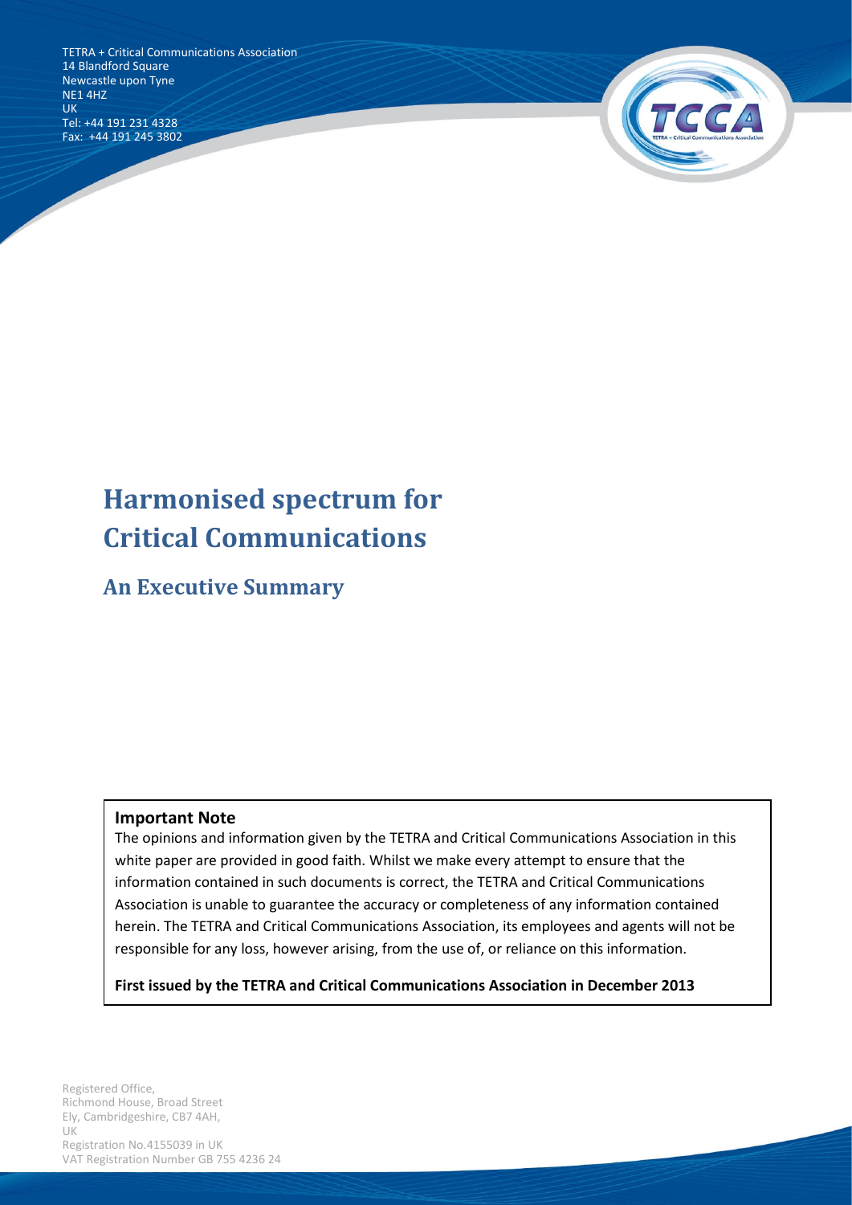TETRA + Critical Communications Association
14 Blandford Square
Newcastle upon Tyne
NE1 4HZ
UK
Tel: +44 191 231 4328
Fax: +44 191 245 3802

# Harmonised spectrum for Critical Communications

## An Executive Summary

**Important Note**

The opinions and information given by the TETRA and Critical Communications Association in this white paper are provided in good faith. Whilst we make every attempt to ensure that the information contained in such documents is correct, the TETRA and Critical Communications Association is unable to guarantee the accuracy or completeness of any information contained herein. The TETRA and Critical Communications Association, its employees and agents will not be responsible for any loss, however arising, from the use of, or reliance on this information.

**First issued by the TETRA and Critical Communications Association in December 2013**

Registered Office,
Richmond House, Broad Street
Ely, Cambridgeshire, CB7 4AH,
UK
Registration No.4155039 in UK
VAT Registration Number GB 755 4236 24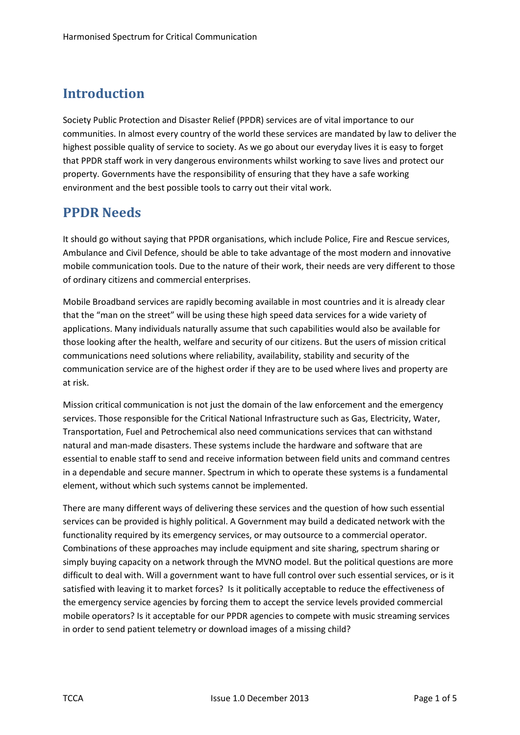## Introduction

Society Public Protection and Disaster Relief (PPDR) services are of vital importance to our communities. In almost every country of the world these services are mandated by law to deliver the highest possible quality of service to society. As we go about our everyday lives it is easy to forget that PPDR staff work in very dangerous environments whilst working to save lives and protect our property. Governments have the responsibility of ensuring that they have a safe working environment and the best possible tools to carry out their vital work.

## PPDR Needs

It should go without saying that PPDR organisations, which include Police, Fire and Rescue services, Ambulance and Civil Defence, should be able to take advantage of the most modern and innovative mobile communication tools. Due to the nature of their work, their needs are very different to those of ordinary citizens and commercial enterprises.

Mobile Broadband services are rapidly becoming available in most countries and it is already clear that the "man on the street" will be using these high speed data services for a wide variety of applications. Many individuals naturally assume that such capabilities would also be available for those looking after the health, welfare and security of our citizens. But the users of mission critical communications need solutions where reliability, availability, stability and security of the communication service are of the highest order if they are to be used where lives and property are at risk.

Mission critical communication is not just the domain of the law enforcement and the emergency services. Those responsible for the Critical National Infrastructure such as Gas, Electricity, Water, Transportation, Fuel and Petrochemical also need communications services that can withstand natural and man-made disasters. These systems include the hardware and software that are essential to enable staff to send and receive information between field units and command centres in a dependable and secure manner. Spectrum in which to operate these systems is a fundamental element, without which such systems cannot be implemented.

There are many different ways of delivering these services and the question of how such essential services can be provided is highly political. A Government may build a dedicated network with the functionality required by its emergency services, or may outsource to a commercial operator. Combinations of these approaches may include equipment and site sharing, spectrum sharing or simply buying capacity on a network through the MVNO model. But the political questions are more difficult to deal with. Will a government want to have full control over such essential services, or is it satisfied with leaving it to market forces? Is it politically acceptable to reduce the effectiveness of the emergency service agencies by forcing them to accept the service levels provided commercial mobile operators? Is it acceptable for our PPDR agencies to compete with music streaming services in order to send patient telemetry or download images of a missing child?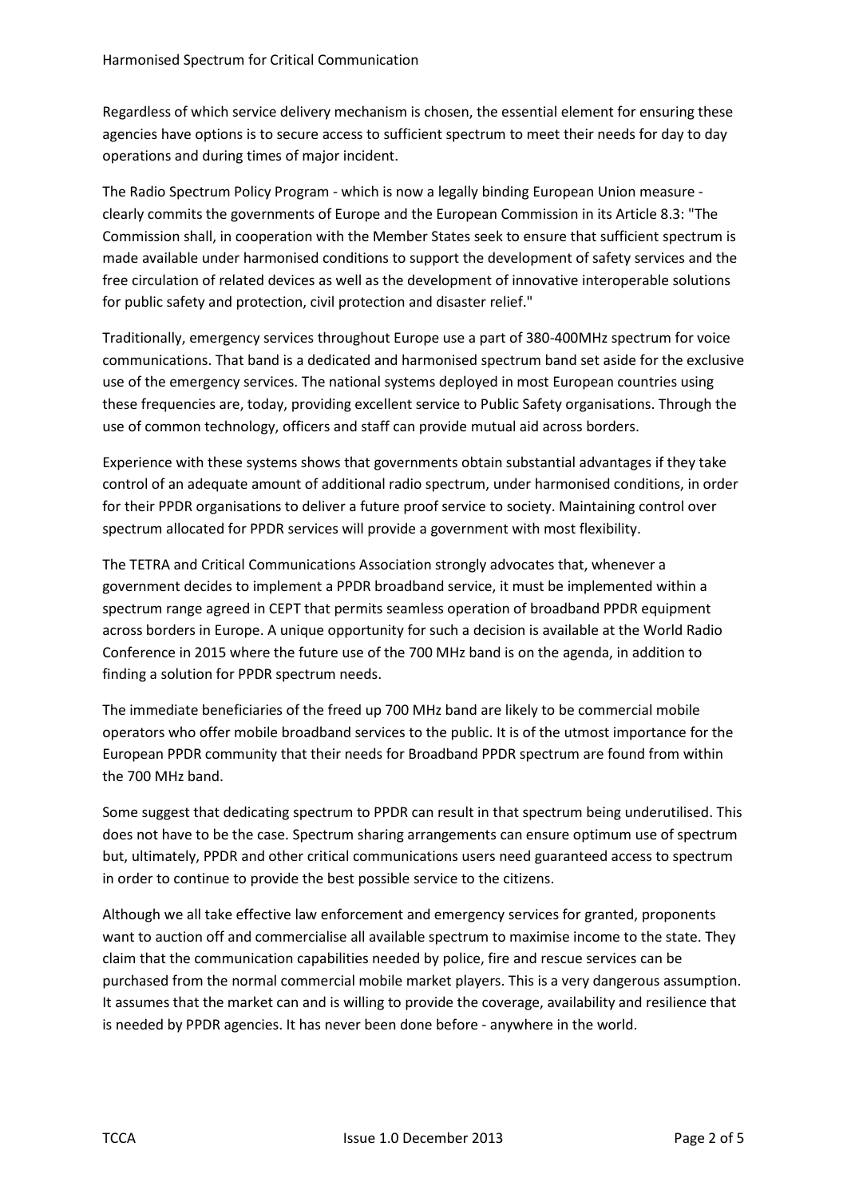Regardless of which service delivery mechanism is chosen, the essential element for ensuring these agencies have options is to secure access to sufficient spectrum to meet their needs for day to day operations and during times of major incident.

The Radio Spectrum Policy Program - which is now a legally binding European Union measure - clearly commits the governments of Europe and the European Commission in its Article 8.3: "The Commission shall, in cooperation with the Member States seek to ensure that sufficient spectrum is made available under harmonised conditions to support the development of safety services and the free circulation of related devices as well as the development of innovative interoperable solutions for public safety and protection, civil protection and disaster relief."

Traditionally, emergency services throughout Europe use a part of 380-400MHz spectrum for voice communications. That band is a dedicated and harmonised spectrum band set aside for the exclusive use of the emergency services. The national systems deployed in most European countries using these frequencies are, today, providing excellent service to Public Safety organisations. Through the use of common technology, officers and staff can provide mutual aid across borders.

Experience with these systems shows that governments obtain substantial advantages if they take control of an adequate amount of additional radio spectrum, under harmonised conditions, in order for their PPDR organisations to deliver a future proof service to society. Maintaining control over spectrum allocated for PPDR services will provide a government with most flexibility.

The TETRA and Critical Communications Association strongly advocates that, whenever a government decides to implement a PPDR broadband service, it must be implemented within a spectrum range agreed in CEPT that permits seamless operation of broadband PPDR equipment across borders in Europe. A unique opportunity for such a decision is available at the World Radio Conference in 2015 where the future use of the 700 MHz band is on the agenda, in addition to finding a solution for PPDR spectrum needs.

The immediate beneficiaries of the freed up 700 MHz band are likely to be commercial mobile operators who offer mobile broadband services to the public. It is of the utmost importance for the European PPDR community that their needs for Broadband PPDR spectrum are found from within the 700 MHz band.

Some suggest that dedicating spectrum to PPDR can result in that spectrum being underutilised. This does not have to be the case. Spectrum sharing arrangements can ensure optimum use of spectrum but, ultimately, PPDR and other critical communications users need guaranteed access to spectrum in order to continue to provide the best possible service to the citizens.

Although we all take effective law enforcement and emergency services for granted, proponents want to auction off and commercialise all available spectrum to maximise income to the state. They claim that the communication capabilities needed by police, fire and rescue services can be purchased from the normal commercial mobile market players. This is a very dangerous assumption. It assumes that the market can and is willing to provide the coverage, availability and resilience that is needed by PPDR agencies. It has never been done before - anywhere in the world.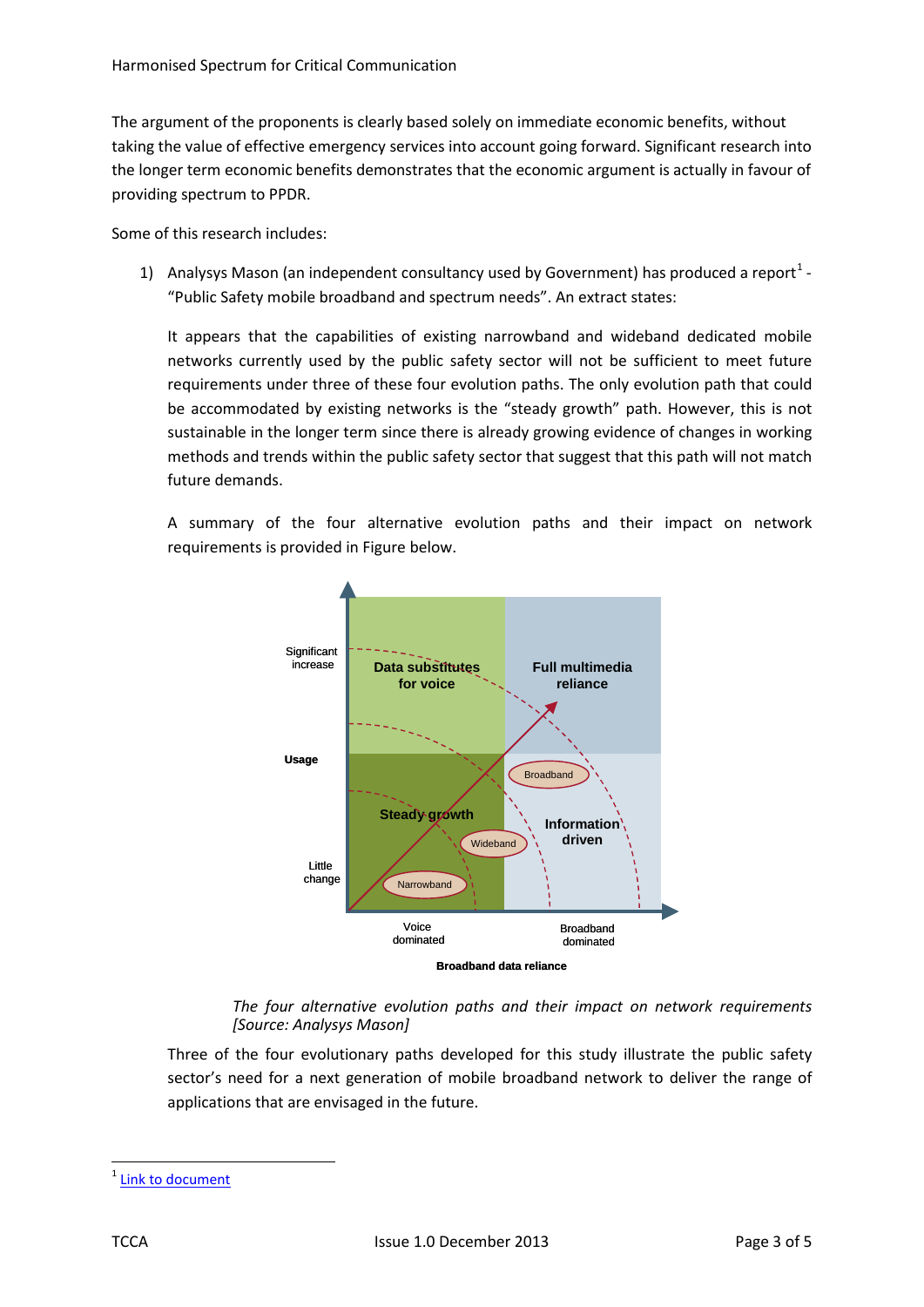The argument of the proponents is clearly based solely on immediate economic benefits, without taking the value of effective emergency services into account going forward. Significant research into the longer term economic benefits demonstrates that the economic argument is actually in favour of providing spectrum to PPDR.

Some of this research includes:

1) Analysys Mason (an independent consultancy used by Government) has produced a report[1] - "Public Safety mobile broadband and spectrum needs". An extract states:

   It appears that the capabilities of existing narrowband and wideband dedicated mobile networks currently used by the public safety sector will not be sufficient to meet future requirements under three of these four evolution paths. The only evolution path that could be accommodated by existing networks is the "steady growth" path. However, this is not sustainable in the longer term since there is already growing evidence of changes in working methods and trends within the public safety sector that suggest that this path will not match future demands.

   A summary of the four alternative evolution paths and their impact on network requirements is provided in Figure below.

   *The four alternative evolution paths and their impact on network requirements [Source: Analysys Mason]*

   Three of the four evolutionary paths developed for this study illustrate the public safety sector's need for a next generation of mobile broadband network to deliver the range of applications that are envisaged in the future.

---

[1] Link to document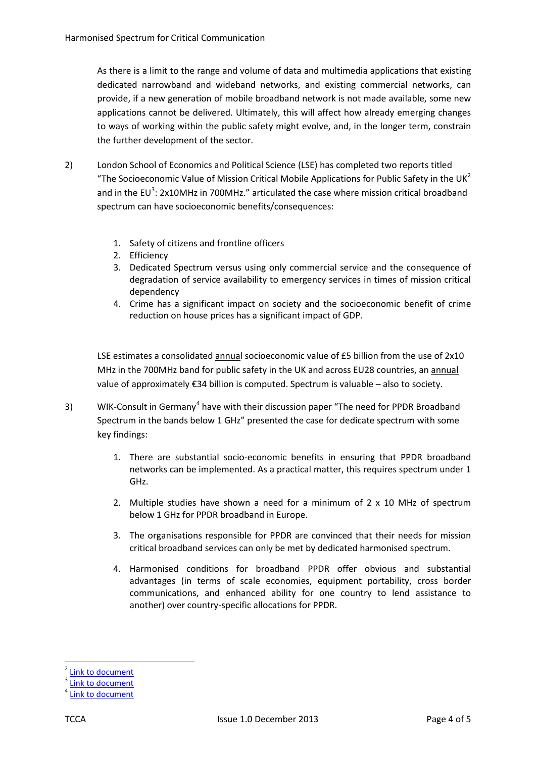As there is a limit to the range and volume of data and multimedia applications that existing dedicated narrowband and wideband networks, and existing commercial networks, can provide, if a new generation of mobile broadband network is not made available, some new applications cannot be delivered. Ultimately, this will affect how already emerging changes to ways of working within the public safety might evolve, and, in the longer term, constrain the further development of the sector.

2) London School of Economics and Political Science (LSE) has completed two reports titled "The Socioeconomic Value of Mission Critical Mobile Applications for Public Safety in the UK[2] and in the EU[3]: 2x10MHz in 700MHz." articulated the case where mission critical broadband spectrum can have socioeconomic benefits/consequences:

   1. Safety of citizens and frontline officers
   2. Efficiency
   3. Dedicated Spectrum versus using only commercial service and the consequence of degradation of service availability to emergency services in times of mission critical dependency
   4. Crime has a significant impact on society and the socioeconomic benefit of crime reduction on house prices has a significant impact of GDP.

   LSE estimates a consolidated annual socioeconomic value of £5 billion from the use of 2x10 MHz in the 700MHz band for public safety in the UK and across EU28 countries, an annual value of approximately €34 billion is computed. Spectrum is valuable – also to society.

3) WIK-Consult in Germany[4] have with their discussion paper "The need for PPDR Broadband Spectrum in the bands below 1 GHz" presented the case for dedicate spectrum with some key findings:

   1. There are substantial socio-economic benefits in ensuring that PPDR broadband networks can be implemented. As a practical matter, this requires spectrum under 1 GHz.

   2. Multiple studies have shown a need for a minimum of 2 x 10 MHz of spectrum below 1 GHz for PPDR broadband in Europe.

   3. The organisations responsible for PPDR are convinced that their needs for mission critical broadband services can only be met by dedicated harmonised spectrum.

   4. Harmonised conditions for broadband PPDR offer obvious and substantial advantages (in terms of scale economies, equipment portability, cross border communications, and enhanced ability for one country to lend assistance to another) over country-specific allocations for PPDR.

---

[2] Link to document

[3] Link to document

[4] Link to document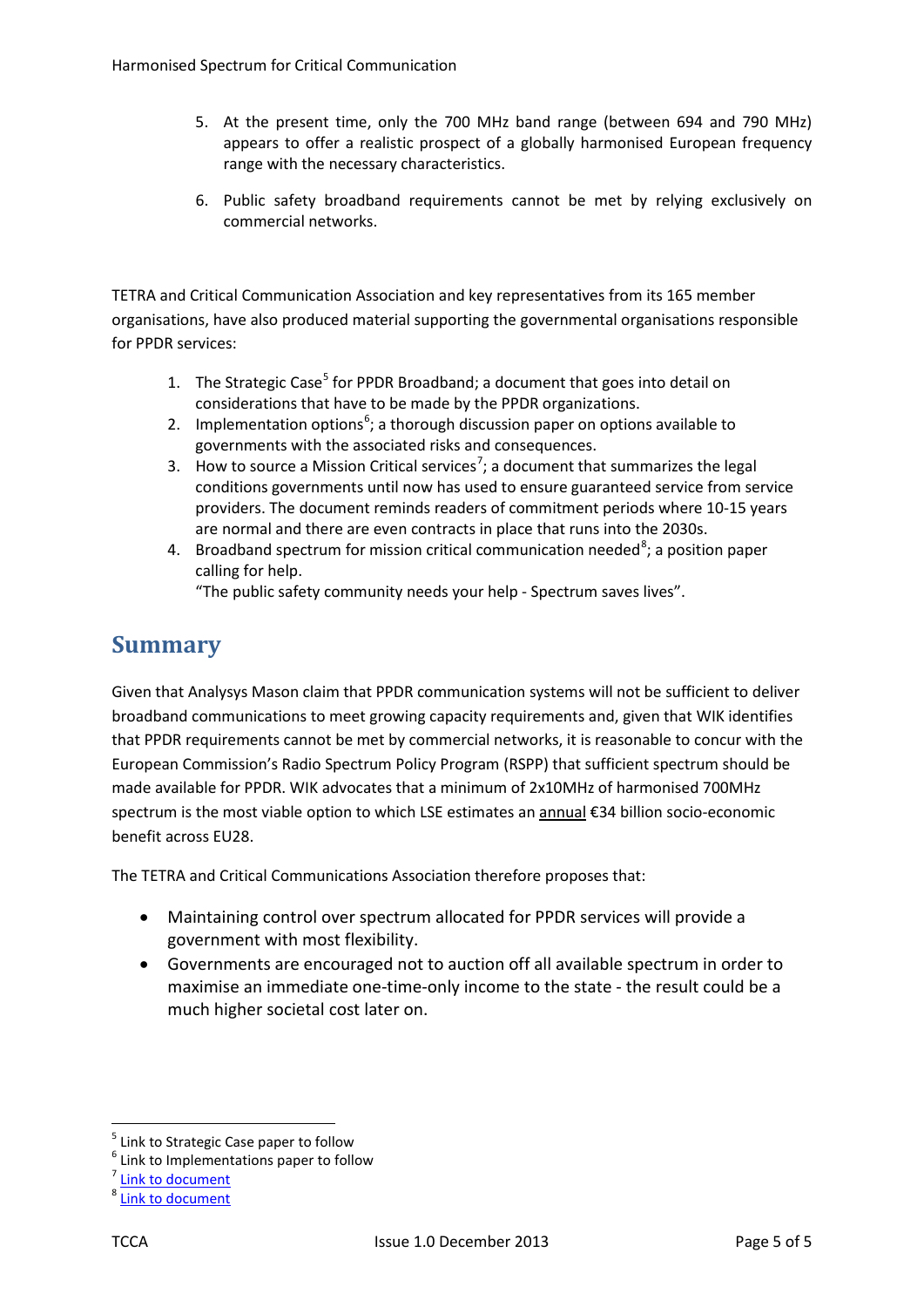5. At the present time, only the 700 MHz band range (between 694 and 790 MHz) appears to offer a realistic prospect of a globally harmonised European frequency range with the necessary characteristics.
6. Public safety broadband requirements cannot be met by relying exclusively on commercial networks.

TETRA and Critical Communication Association and key representatives from its 165 member organisations, have also produced material supporting the governmental organisations responsible for PPDR services:

1. The Strategic Case[5] for PPDR Broadband; a document that goes into detail on considerations that have to be made by the PPDR organizations.
2. Implementation options[6]; a thorough discussion paper on options available to governments with the associated risks and consequences.
3. How to source a Mission Critical services[7]; a document that summarizes the legal conditions governments until now has used to ensure guaranteed service from service providers. The document reminds readers of commitment periods where 10-15 years are normal and there are even contracts in place that runs into the 2030s.
4. Broadband spectrum for mission critical communication needed[8]; a position paper calling for help.
   "The public safety community needs your help - Spectrum saves lives".

## Summary

Given that Analysys Mason claim that PPDR communication systems will not be sufficient to deliver broadband communications to meet growing capacity requirements and, given that WIK identifies that PPDR requirements cannot be met by commercial networks, it is reasonable to concur with the European Commission's Radio Spectrum Policy Program (RSPP) that sufficient spectrum should be made available for PPDR. WIK advocates that a minimum of 2x10MHz of harmonised 700MHz spectrum is the most viable option to which LSE estimates an annual €34 billion socio-economic benefit across EU28.

The TETRA and Critical Communications Association therefore proposes that:

- Maintaining control over spectrum allocated for PPDR services will provide a government with most flexibility.
- Governments are encouraged not to auction off all available spectrum in order to maximise an immediate one-time-only income to the state - the result could be a much higher societal cost later on.

---

[5] Link to Strategic Case paper to follow
[6] Link to Implementations paper to follow
[7] Link to document
[8] Link to document